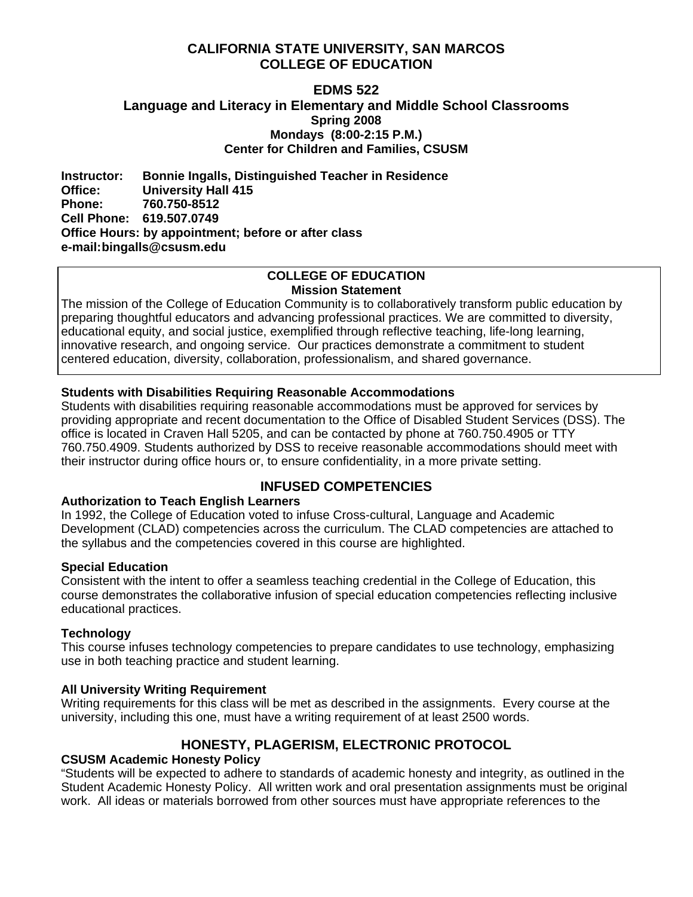# CALIFORNIA STATE UNIVERSITY, SAN MARCOS
# COLLEGE OF EDUCATION

## EDMS 522
## Language and Literacy in Elementary and Middle School Classrooms

**Spring 2008**
**Mondays (8:00-2:15 P.M.)**
**Center for Children and Families, CSUSM**

**Instructor:** **Bonnie Ingalls, Distinguished Teacher in Residence**
**Office:** **University Hall 415**
**Phone:** **760.750-8512**
**Cell Phone:** **619.507.0749**
**Office Hours: by appointment; before or after class**
**e-mail: bingalls@csusm.edu**

### COLLEGE OF EDUCATION
**Mission Statement**

The mission of the College of Education Community is to collaboratively transform public education by preparing thoughtful educators and advancing professional practices. We are committed to diversity, educational equity, and social justice, exemplified through reflective teaching, life-long learning, innovative research, and ongoing service. Our practices demonstrate a commitment to student centered education, diversity, collaboration, professionalism, and shared governance.

**Students with Disabilities Requiring Reasonable Accommodations**

Students with disabilities requiring reasonable accommodations must be approved for services by providing appropriate and recent documentation to the Office of Disabled Student Services (DSS). The office is located in Craven Hall 5205, and can be contacted by phone at 760.750.4905 or TTY 760.750.4909. Students authorized by DSS to receive reasonable accommodations should meet with their instructor during office hours or, to ensure confidentiality, in a more private setting.

## INFUSED COMPETENCIES

**Authorization to Teach English Learners**

In 1992, the College of Education voted to infuse Cross-cultural, Language and Academic Development (CLAD) competencies across the curriculum. The CLAD competencies are attached to the syllabus and the competencies covered in this course are highlighted.

**Special Education**

Consistent with the intent to offer a seamless teaching credential in the College of Education, this course demonstrates the collaborative infusion of special education competencies reflecting inclusive educational practices.

**Technology**

This course infuses technology competencies to prepare candidates to use technology, emphasizing use in both teaching practice and student learning.

**All University Writing Requirement**

Writing requirements for this class will be met as described in the assignments. Every course at the university, including this one, must have a writing requirement of at least 2500 words.

## HONESTY, PLAGERISM, ELECTRONIC PROTOCOL

**CSUSM Academic Honesty Policy**

"Students will be expected to adhere to standards of academic honesty and integrity, as outlined in the Student Academic Honesty Policy. All written work and oral presentation assignments must be original work. All ideas or materials borrowed from other sources must have appropriate references to the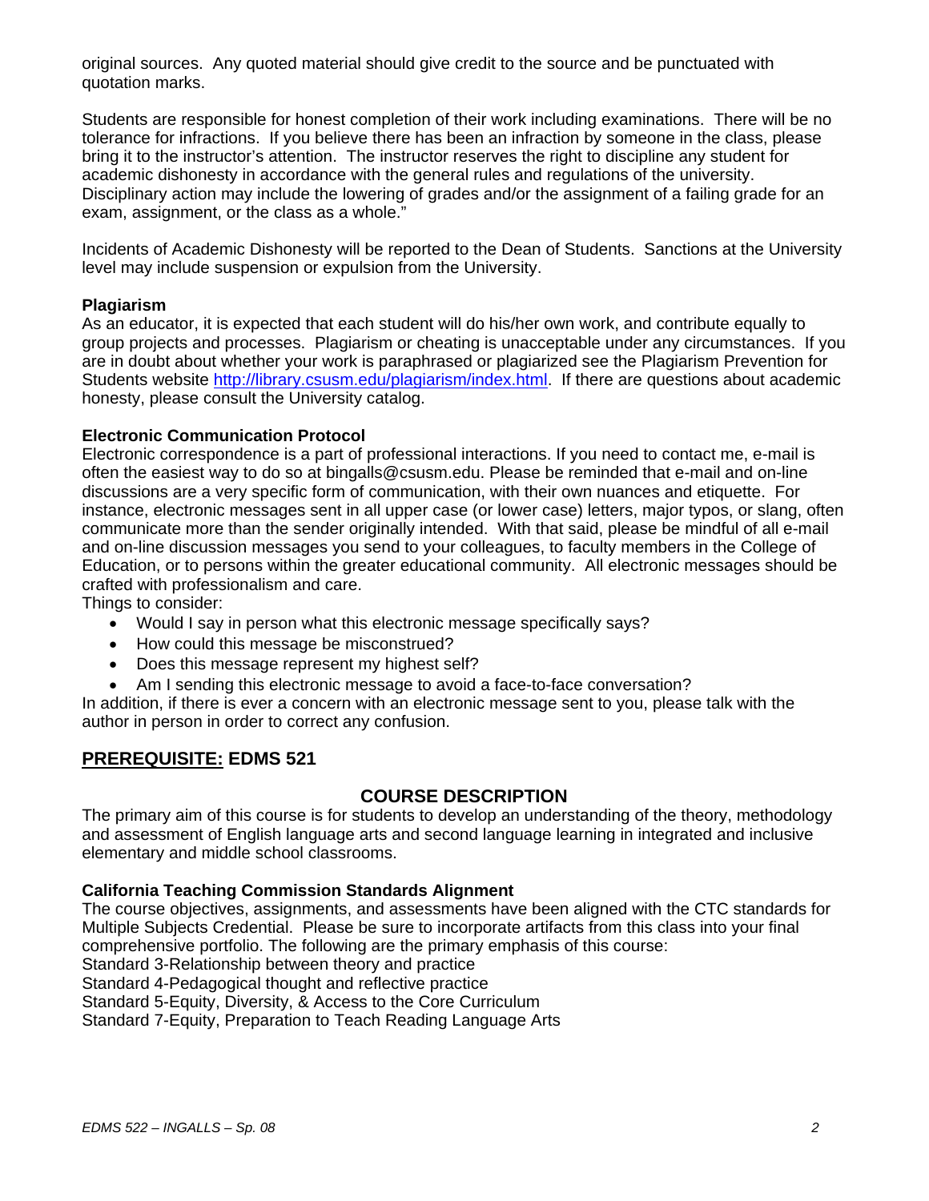original sources. Any quoted material should give credit to the source and be punctuated with quotation marks.

Students are responsible for honest completion of their work including examinations. There will be no tolerance for infractions. If you believe there has been an infraction by someone in the class, please bring it to the instructor's attention. The instructor reserves the right to discipline any student for academic dishonesty in accordance with the general rules and regulations of the university. Disciplinary action may include the lowering of grades and/or the assignment of a failing grade for an exam, assignment, or the class as a whole."

Incidents of Academic Dishonesty will be reported to the Dean of Students. Sanctions at the University level may include suspension or expulsion from the University.

**Plagiarism**
As an educator, it is expected that each student will do his/her own work, and contribute equally to group projects and processes. Plagiarism or cheating is unacceptable under any circumstances. If you are in doubt about whether your work is paraphrased or plagiarized see the Plagiarism Prevention for Students website [http://library.csusm.edu/plagiarism/index.html](http://library.csusm.edu/plagiarism/index.html). If there are questions about academic honesty, please consult the University catalog.

**Electronic Communication Protocol**
Electronic correspondence is a part of professional interactions. If you need to contact me, e-mail is often the easiest way to do so at bingalls@csusm.edu. Please be reminded that e-mail and on-line discussions are a very specific form of communication, with their own nuances and etiquette. For instance, electronic messages sent in all upper case (or lower case) letters, major typos, or slang, often communicate more than the sender originally intended. With that said, please be mindful of all e-mail and on-line discussion messages you send to your colleagues, to faculty members in the College of Education, or to persons within the greater educational community. All electronic messages should be crafted with professionalism and care.
Things to consider:

- Would I say in person what this electronic message specifically says?
- How could this message be misconstrued?
- Does this message represent my highest self?
- Am I sending this electronic message to avoid a face-to-face conversation?

In addition, if there is ever a concern with an electronic message sent to you, please talk with the author in person in order to correct any confusion.

## <u>PREREQUISITE:</u> EDMS 521

## COURSE DESCRIPTION

The primary aim of this course is for students to develop an understanding of the theory, methodology and assessment of English language arts and second language learning in integrated and inclusive elementary and middle school classrooms.

**California Teaching Commission Standards Alignment**
The course objectives, assignments, and assessments have been aligned with the CTC standards for Multiple Subjects Credential. Please be sure to incorporate artifacts from this class into your final comprehensive portfolio. The following are the primary emphasis of this course:
Standard 3-Relationship between theory and practice
Standard 4-Pedagogical thought and reflective practice
Standard 5-Equity, Diversity, & Access to the Core Curriculum
Standard 7-Equity, Preparation to Teach Reading Language Arts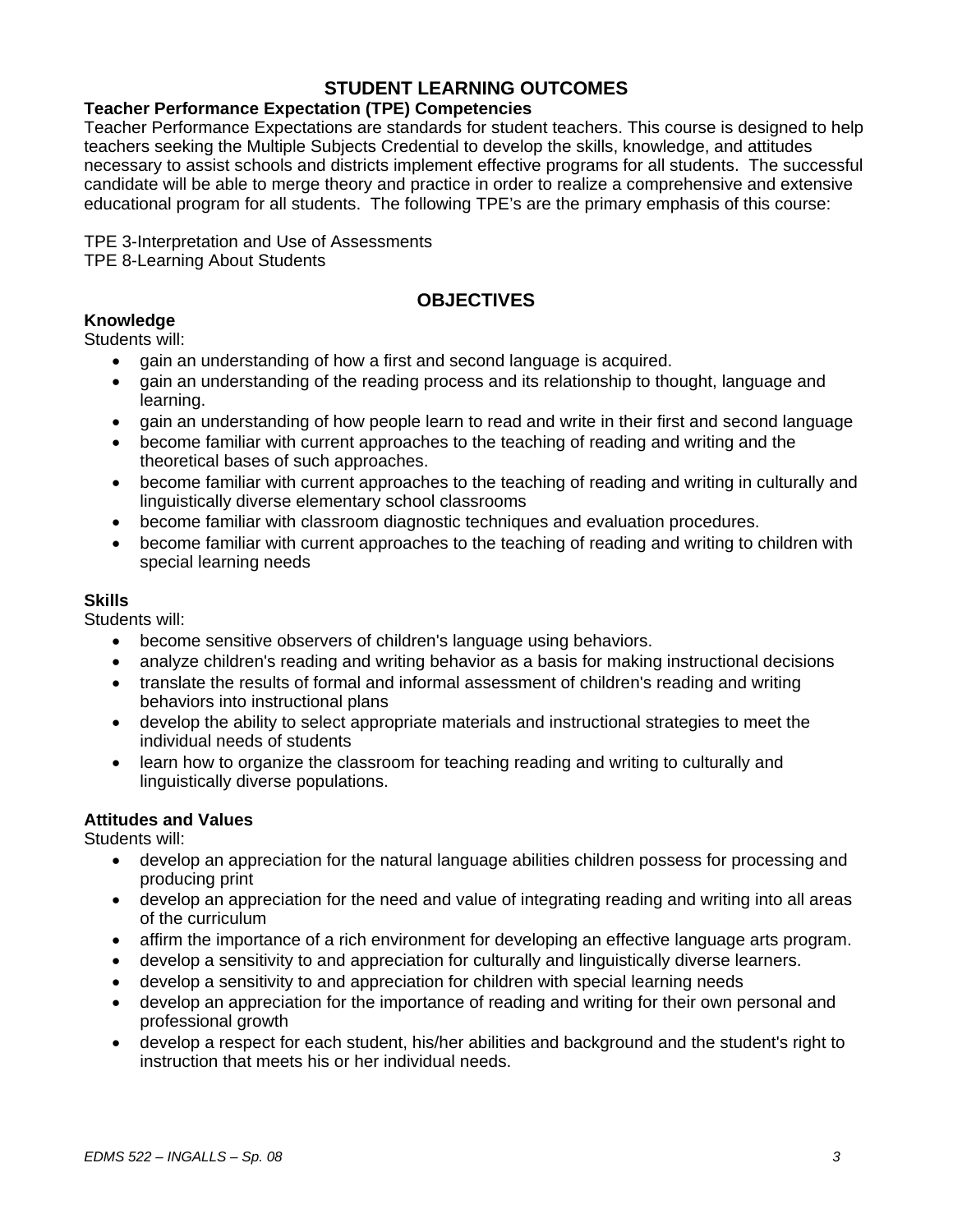## STUDENT LEARNING OUTCOMES

**Teacher Performance Expectation (TPE) Competencies**

Teacher Performance Expectations are standards for student teachers. This course is designed to help teachers seeking the Multiple Subjects Credential to develop the skills, knowledge, and attitudes necessary to assist schools and districts implement effective programs for all students. The successful candidate will be able to merge theory and practice in order to realize a comprehensive and extensive educational program for all students. The following TPE's are the primary emphasis of this course:

TPE 3-Interpretation and Use of Assessments
TPE 8-Learning About Students

## OBJECTIVES

**Knowledge**

Students will:

- gain an understanding of how a first and second language is acquired.
- gain an understanding of the reading process and its relationship to thought, language and learning.
- gain an understanding of how people learn to read and write in their first and second language
- become familiar with current approaches to the teaching of reading and writing and the theoretical bases of such approaches.
- become familiar with current approaches to the teaching of reading and writing in culturally and linguistically diverse elementary school classrooms
- become familiar with classroom diagnostic techniques and evaluation procedures.
- become familiar with current approaches to the teaching of reading and writing to children with special learning needs

**Skills**

Students will:

- become sensitive observers of children's language using behaviors.
- analyze children's reading and writing behavior as a basis for making instructional decisions
- translate the results of formal and informal assessment of children's reading and writing behaviors into instructional plans
- develop the ability to select appropriate materials and instructional strategies to meet the individual needs of students
- learn how to organize the classroom for teaching reading and writing to culturally and linguistically diverse populations.

**Attitudes and Values**

Students will:

- develop an appreciation for the natural language abilities children possess for processing and producing print
- develop an appreciation for the need and value of integrating reading and writing into all areas of the curriculum
- affirm the importance of a rich environment for developing an effective language arts program.
- develop a sensitivity to and appreciation for culturally and linguistically diverse learners.
- develop a sensitivity to and appreciation for children with special learning needs
- develop an appreciation for the importance of reading and writing for their own personal and professional growth
- develop a respect for each student, his/her abilities and background and the student's right to instruction that meets his or her individual needs.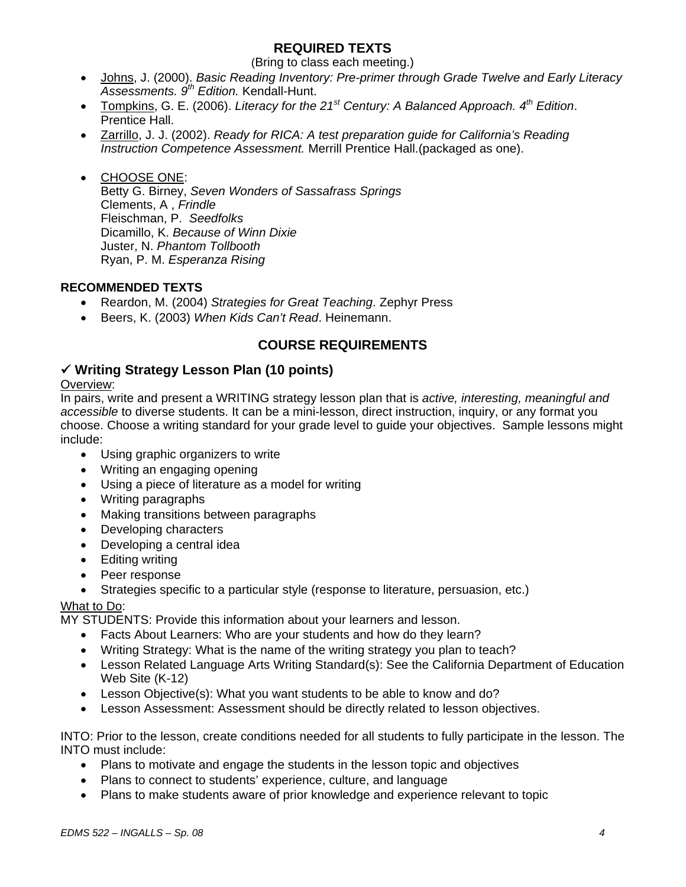## REQUIRED TEXTS

(Bring to class each meeting.)

- Johns, J. (2000). *Basic Reading Inventory: Pre-primer through Grade Twelve and Early Literacy Assessments. 9th Edition.* Kendall-Hunt.
- Tompkins, G. E. (2006). *Literacy for the 21st Century: A Balanced Approach. 4th Edition*. Prentice Hall.
- Zarrillo, J. J. (2002). *Ready for RICA: A test preparation guide for California's Reading Instruction Competence Assessment.* Merrill Prentice Hall.(packaged as one).
- CHOOSE ONE:
  Betty G. Birney, *Seven Wonders of Sassafrass Springs*
  Clements, A , *Frindle*
  Fleischman, P. *Seedfolks*
  Dicamillo, K. *Because of Winn Dixie*
  Juster, N. *Phantom Tollbooth*
  Ryan, P. M. *Esperanza Rising*

### RECOMMENDED TEXTS

- Reardon, M. (2004) *Strategies for Great Teaching*. Zephyr Press
- Beers, K. (2003) *When Kids Can't Read*. Heinemann.

## COURSE REQUIREMENTS

### ✓ Writing Strategy Lesson Plan (10 points)

Overview:
In pairs, write and present a WRITING strategy lesson plan that is *active, interesting, meaningful and accessible* to diverse students. It can be a mini-lesson, direct instruction, inquiry, or any format you choose. Choose a writing standard for your grade level to guide your objectives. Sample lessons might include:

- Using graphic organizers to write
- Writing an engaging opening
- Using a piece of literature as a model for writing
- Writing paragraphs
- Making transitions between paragraphs
- Developing characters
- Developing a central idea
- Editing writing
- Peer response
- Strategies specific to a particular style (response to literature, persuasion, etc.)

What to Do:
MY STUDENTS: Provide this information about your learners and lesson.

- Facts About Learners: Who are your students and how do they learn?
- Writing Strategy: What is the name of the writing strategy you plan to teach?
- Lesson Related Language Arts Writing Standard(s): See the California Department of Education Web Site (K-12)
- Lesson Objective(s): What you want students to be able to know and do?
- Lesson Assessment: Assessment should be directly related to lesson objectives.

INTO: Prior to the lesson, create conditions needed for all students to fully participate in the lesson. The INTO must include:

- Plans to motivate and engage the students in the lesson topic and objectives
- Plans to connect to students' experience, culture, and language
- Plans to make students aware of prior knowledge and experience relevant to topic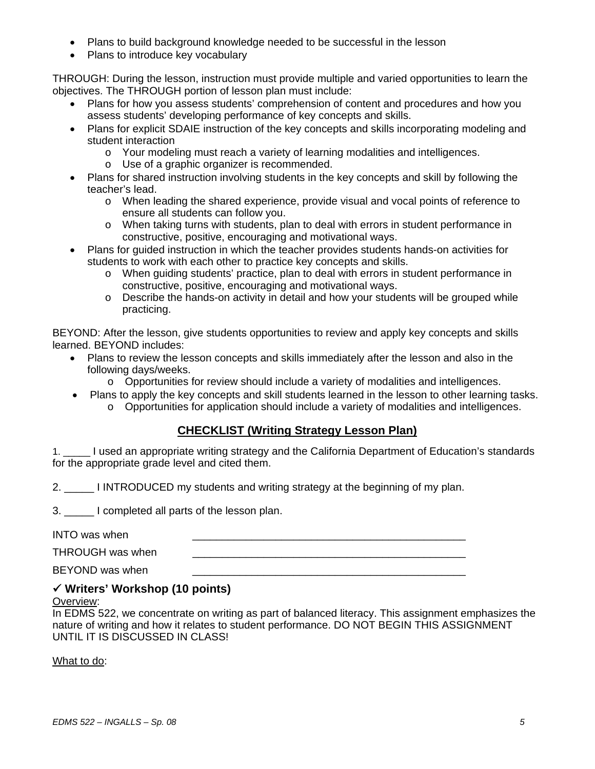- Plans to build background knowledge needed to be successful in the lesson
- Plans to introduce key vocabulary

THROUGH: During the lesson, instruction must provide multiple and varied opportunities to learn the objectives. The THROUGH portion of lesson plan must include:

- Plans for how you assess students' comprehension of content and procedures and how you assess students' developing performance of key concepts and skills.
- Plans for explicit SDAIE instruction of the key concepts and skills incorporating modeling and student interaction
  - Your modeling must reach a variety of learning modalities and intelligences.
  - Use of a graphic organizer is recommended.
- Plans for shared instruction involving students in the key concepts and skill by following the teacher's lead.
  - When leading the shared experience, provide visual and vocal points of reference to ensure all students can follow you.
  - When taking turns with students, plan to deal with errors in student performance in constructive, positive, encouraging and motivational ways.
- Plans for guided instruction in which the teacher provides students hands-on activities for students to work with each other to practice key concepts and skills.
  - When guiding students' practice, plan to deal with errors in student performance in constructive, positive, encouraging and motivational ways.
  - Describe the hands-on activity in detail and how your students will be grouped while practicing.

BEYOND: After the lesson, give students opportunities to review and apply key concepts and skills learned. BEYOND includes:

- Plans to review the lesson concepts and skills immediately after the lesson and also in the following days/weeks.
  - Opportunities for review should include a variety of modalities and intelligences.
- Plans to apply the key concepts and skill students learned in the lesson to other learning tasks.
  - Opportunities for application should include a variety of modalities and intelligences.

## CHECKLIST (Writing Strategy Lesson Plan)

1. _____ I used an appropriate writing strategy and the California Department of Education's standards for the appropriate grade level and cited them.

2. _____ I INTRODUCED my students and writing strategy at the beginning of my plan.

3. _____ I completed all parts of the lesson plan.

INTO was when ________________________________________________

THROUGH was when ________________________________________________

BEYOND was when ________________________________________________

### ✓ Writers' Workshop (10 points)

Overview:
In EDMS 522, we concentrate on writing as part of balanced literacy. This assignment emphasizes the nature of writing and how it relates to student performance. DO NOT BEGIN THIS ASSIGNMENT UNTIL IT IS DISCUSSED IN CLASS!

What to do: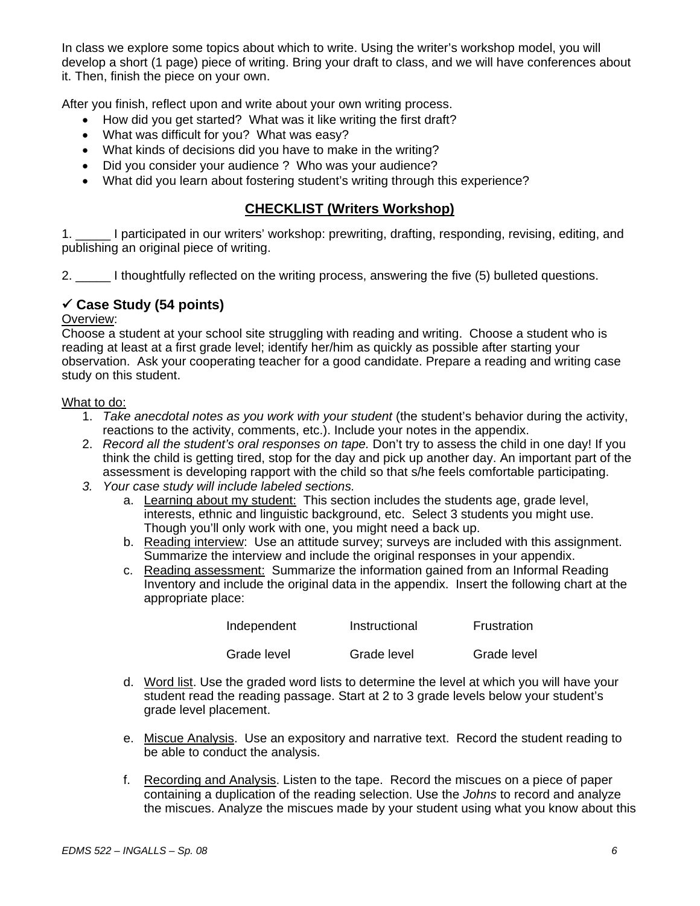In class we explore some topics about which to write. Using the writer's workshop model, you will develop a short (1 page) piece of writing. Bring your draft to class, and we will have conferences about it. Then, finish the piece on your own.

After you finish, reflect upon and write about your own writing process.

- How did you get started? What was it like writing the first draft?
- What was difficult for you? What was easy?
- What kinds of decisions did you have to make in the writing?
- Did you consider your audience ? Who was your audience?
- What did you learn about fostering student's writing through this experience?

## CHECKLIST (Writers Workshop)

1. _____ I participated in our writers' workshop: prewriting, drafting, responding, revising, editing, and publishing an original piece of writing.

2. _____ I thoughtfully reflected on the writing process, answering the five (5) bulleted questions.

### ✓ Case Study (54 points)

Overview:
Choose a student at your school site struggling with reading and writing. Choose a student who is reading at least at a first grade level; identify her/him as quickly as possible after starting your observation. Ask your cooperating teacher for a good candidate. Prepare a reading and writing case study on this student.

What to do:

1. *Take anecdotal notes as you work with your student* (the student's behavior during the activity, reactions to the activity, comments, etc.). Include your notes in the appendix.
2. *Record all the student's oral responses on tape.* Don't try to assess the child in one day! If you think the child is getting tired, stop for the day and pick up another day. An important part of the assessment is developing rapport with the child so that s/he feels comfortable participating.
3. *Your case study will include labeled sections.*
   a. Learning about my student: This section includes the students age, grade level, interests, ethnic and linguistic background, etc. Select 3 students you might use. Though you'll only work with one, you might need a back up.
   b. Reading interview: Use an attitude survey; surveys are included with this assignment. Summarize the interview and include the original responses in your appendix.
   c. Reading assessment: Summarize the information gained from an Informal Reading Inventory and include the original data in the appendix. Insert the following chart at the appropriate place:

      | Independent | Instructional | Frustration |
      |---|---|---|
      | Grade level | Grade level | Grade level |

   d. Word list. Use the graded word lists to determine the level at which you will have your student read the reading passage. Start at 2 to 3 grade levels below your student's grade level placement.

   e. Miscue Analysis. Use an expository and narrative text. Record the student reading to be able to conduct the analysis.

   f. Recording and Analysis. Listen to the tape. Record the miscues on a piece of paper containing a duplication of the reading selection. Use the *Johns* to record and analyze the miscues. Analyze the miscues made by your student using what you know about this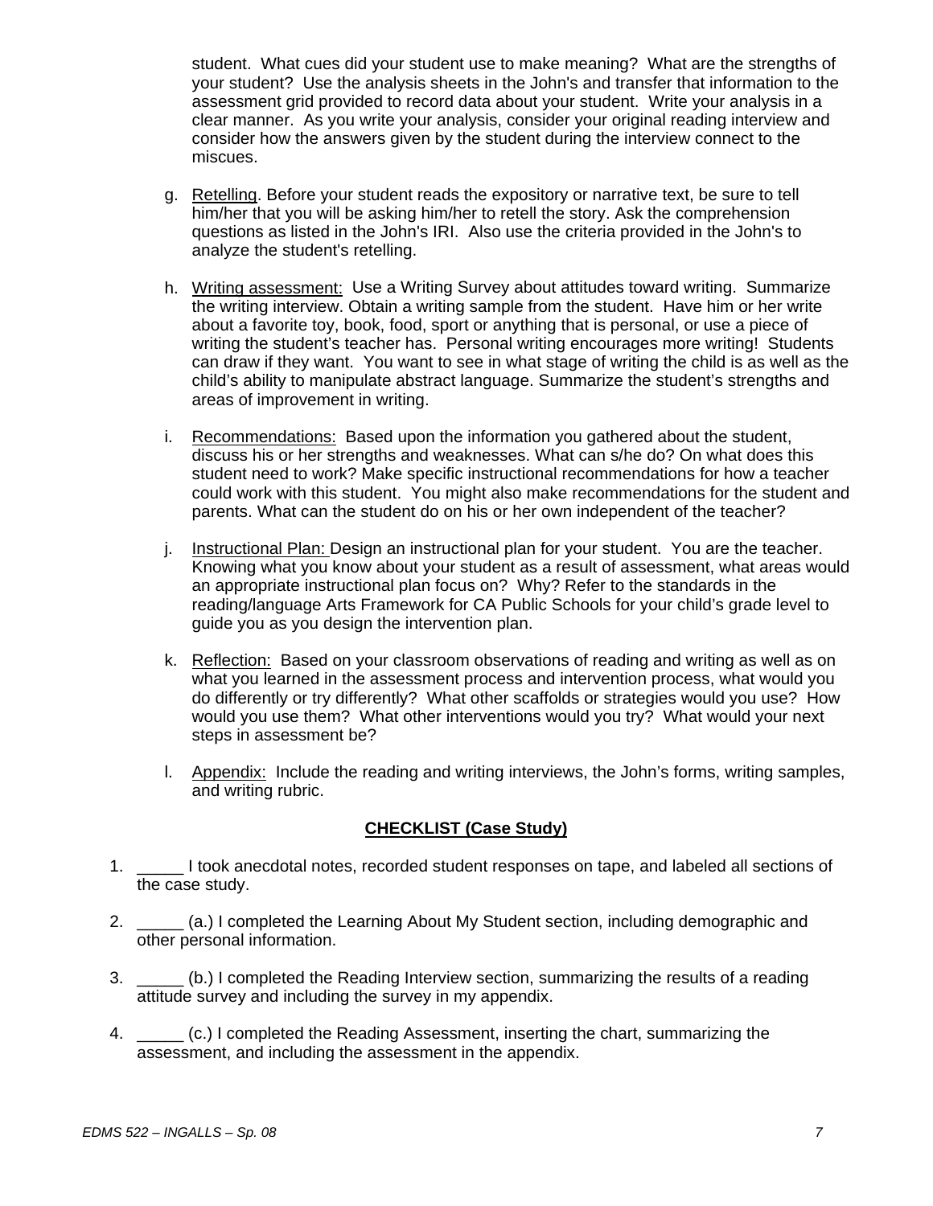student. What cues did your student use to make meaning? What are the strengths of your student? Use the analysis sheets in the John's and transfer that information to the assessment grid provided to record data about your student. Write your analysis in a clear manner. As you write your analysis, consider your original reading interview and consider how the answers given by the student during the interview connect to the miscues.

g. Retelling. Before your student reads the expository or narrative text, be sure to tell him/her that you will be asking him/her to retell the story. Ask the comprehension questions as listed in the John's IRI. Also use the criteria provided in the John's to analyze the student's retelling.

h. Writing assessment: Use a Writing Survey about attitudes toward writing. Summarize the writing interview. Obtain a writing sample from the student. Have him or her write about a favorite toy, book, food, sport or anything that is personal, or use a piece of writing the student's teacher has. Personal writing encourages more writing! Students can draw if they want. You want to see in what stage of writing the child is as well as the child's ability to manipulate abstract language. Summarize the student's strengths and areas of improvement in writing.

i. Recommendations: Based upon the information you gathered about the student, discuss his or her strengths and weaknesses. What can s/he do? On what does this student need to work? Make specific instructional recommendations for how a teacher could work with this student. You might also make recommendations for the student and parents. What can the student do on his or her own independent of the teacher?

j. Instructional Plan: Design an instructional plan for your student. You are the teacher. Knowing what you know about your student as a result of assessment, what areas would an appropriate instructional plan focus on? Why? Refer to the standards in the reading/language Arts Framework for CA Public Schools for your child's grade level to guide you as you design the intervention plan.

k. Reflection: Based on your classroom observations of reading and writing as well as on what you learned in the assessment process and intervention process, what would you do differently or try differently? What other scaffolds or strategies would you use? How would you use them? What other interventions would you try? What would your next steps in assessment be?

l. Appendix: Include the reading and writing interviews, the John's forms, writing samples, and writing rubric.

## CHECKLIST (Case Study)

1. _____ I took anecdotal notes, recorded student responses on tape, and labeled all sections of the case study.

2. _____ (a.) I completed the Learning About My Student section, including demographic and other personal information.

3. _____ (b.) I completed the Reading Interview section, summarizing the results of a reading attitude survey and including the survey in my appendix.

4. _____ (c.) I completed the Reading Assessment, inserting the chart, summarizing the assessment, and including the assessment in the appendix.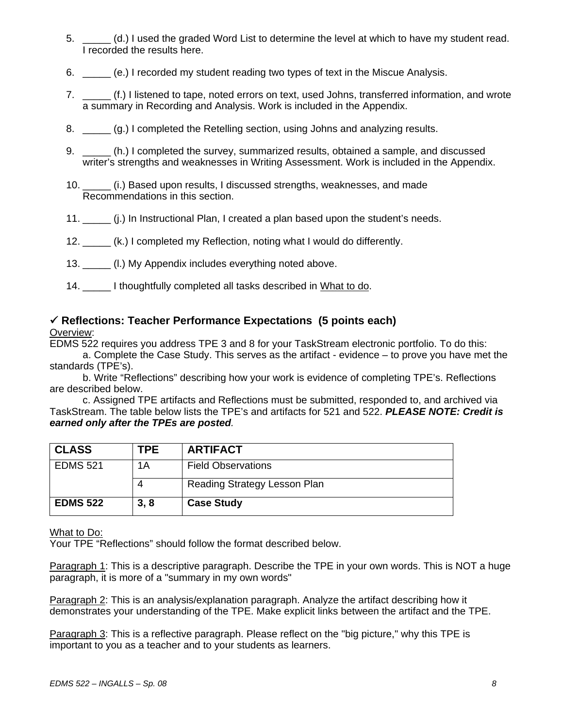5. _____ (d.) I used the graded Word List to determine the level at which to have my student read. I recorded the results here.

6. _____ (e.) I recorded my student reading two types of text in the Miscue Analysis.

7. _____ (f.) I listened to tape, noted errors on text, used Johns, transferred information, and wrote a summary in Recording and Analysis. Work is included in the Appendix.

8. _____ (g.) I completed the Retelling section, using Johns and analyzing results.

9. _____ (h.) I completed the survey, summarized results, obtained a sample, and discussed writer's strengths and weaknesses in Writing Assessment. Work is included in the Appendix.

10. _____ (i.) Based upon results, I discussed strengths, weaknesses, and made Recommendations in this section.

11. _____ (j.) In Instructional Plan, I created a plan based upon the student's needs.

12. _____ (k.) I completed my Reflection, noting what I would do differently.

13. _____ (l.) My Appendix includes everything noted above.

14. _____ I thoughtfully completed all tasks described in What to do.

### ✓ Reflections: Teacher Performance Expectations (5 points each)

Overview:

EDMS 522 requires you address TPE 3 and 8 for your TaskStream electronic portfolio. To do this:

a. Complete the Case Study. This serves as the artifact - evidence – to prove you have met the standards (TPE's).

b. Write "Reflections" describing how your work is evidence of completing TPE's. Reflections are described below.

c. Assigned TPE artifacts and Reflections must be submitted, responded to, and archived via TaskStream. The table below lists the TPE's and artifacts for 521 and 522. ***PLEASE NOTE: Credit is earned only after the TPEs are posted***.

| CLASS | TPE | ARTIFACT |
|---|---|---|
| EDMS 521 | 1A | Field Observations |
| | 4 | Reading Strategy Lesson Plan |
| **EDMS 522** | **3, 8** | **Case Study** |

What to Do:

Your TPE "Reflections" should follow the format described below.

Paragraph 1: This is a descriptive paragraph. Describe the TPE in your own words. This is NOT a huge paragraph, it is more of a "summary in my own words"

Paragraph 2: This is an analysis/explanation paragraph. Analyze the artifact describing how it demonstrates your understanding of the TPE. Make explicit links between the artifact and the TPE.

Paragraph 3: This is a reflective paragraph. Please reflect on the "big picture," why this TPE is important to you as a teacher and to your students as learners.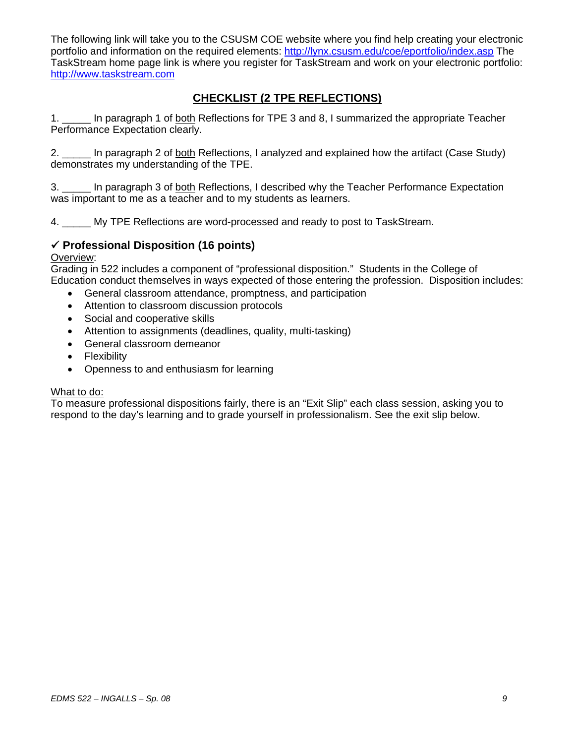The following link will take you to the CSUSM COE website where you find help creating your electronic portfolio and information on the required elements: http://lynx.csusm.edu/coe/eportfolio/index.asp The TaskStream home page link is where you register for TaskStream and work on your electronic portfolio: http://www.taskstream.com

## CHECKLIST (2 TPE REFLECTIONS)

1. _____ In paragraph 1 of both Reflections for TPE 3 and 8, I summarized the appropriate Teacher Performance Expectation clearly.

2. _____ In paragraph 2 of both Reflections, I analyzed and explained how the artifact (Case Study) demonstrates my understanding of the TPE.

3. _____ In paragraph 3 of both Reflections, I described why the Teacher Performance Expectation was important to me as a teacher and to my students as learners.

4. _____ My TPE Reflections are word-processed and ready to post to TaskStream.

### ✓ Professional Disposition (16 points)

Overview:
Grading in 522 includes a component of "professional disposition." Students in the College of Education conduct themselves in ways expected of those entering the profession. Disposition includes:

- General classroom attendance, promptness, and participation
- Attention to classroom discussion protocols
- Social and cooperative skills
- Attention to assignments (deadlines, quality, multi-tasking)
- General classroom demeanor
- Flexibility
- Openness to and enthusiasm for learning

What to do:
To measure professional dispositions fairly, there is an "Exit Slip" each class session, asking you to respond to the day's learning and to grade yourself in professionalism. See the exit slip below.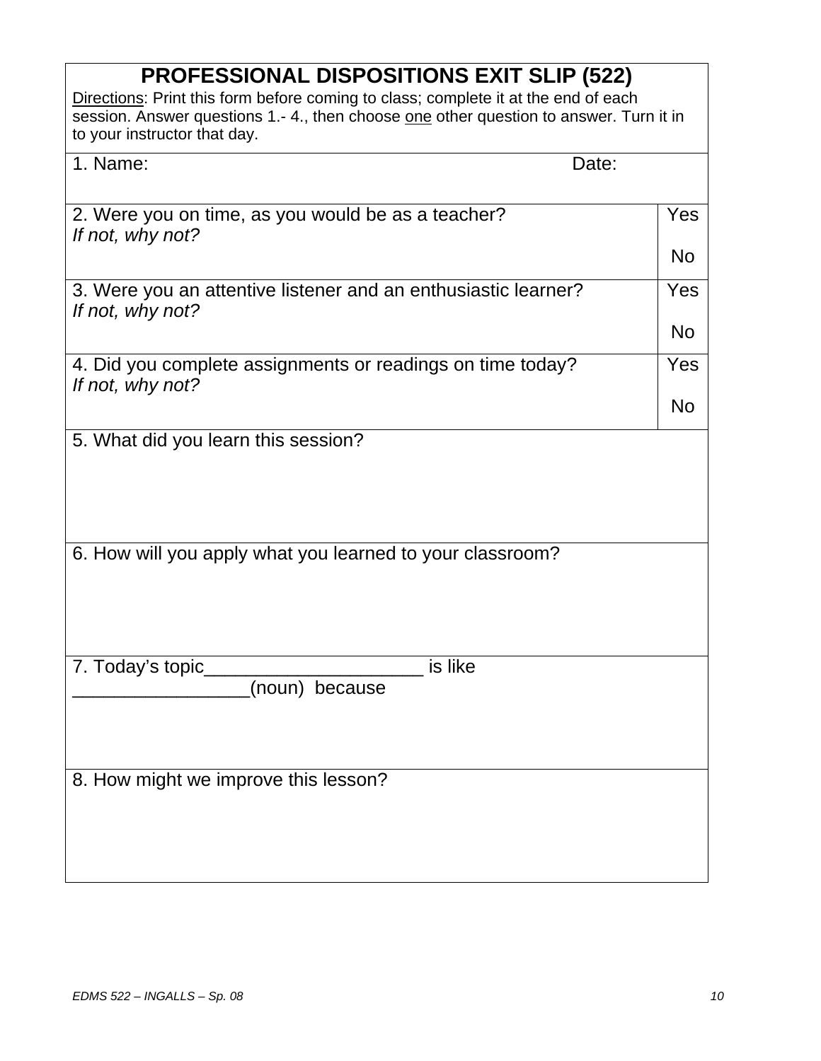# PROFESSIONAL DISPOSITIONS EXIT SLIP (522)

Directions: Print this form before coming to class; complete it at the end of each session. Answer questions 1.- 4., then choose one other question to answer. Turn it in to your instructor that day.

| | |
|---|---|
| 1. Name: Date: | |
| 2. Were you on time, as you would be as a teacher?<br>*If not, why not?* | Yes<br><br>No |
| 3. Were you an attentive listener and an enthusiastic learner?<br>*If not, why not?* | Yes<br><br>No |
| 4. Did you complete assignments or readings on time today?<br>*If not, why not?* | Yes<br><br>No |
| 5. What did you learn this session? | |
| 6. How will you apply what you learned to your classroom? | |
| 7. Today's topic____________________ is like _________________(noun) because | |
| 8. How might we improve this lesson? | |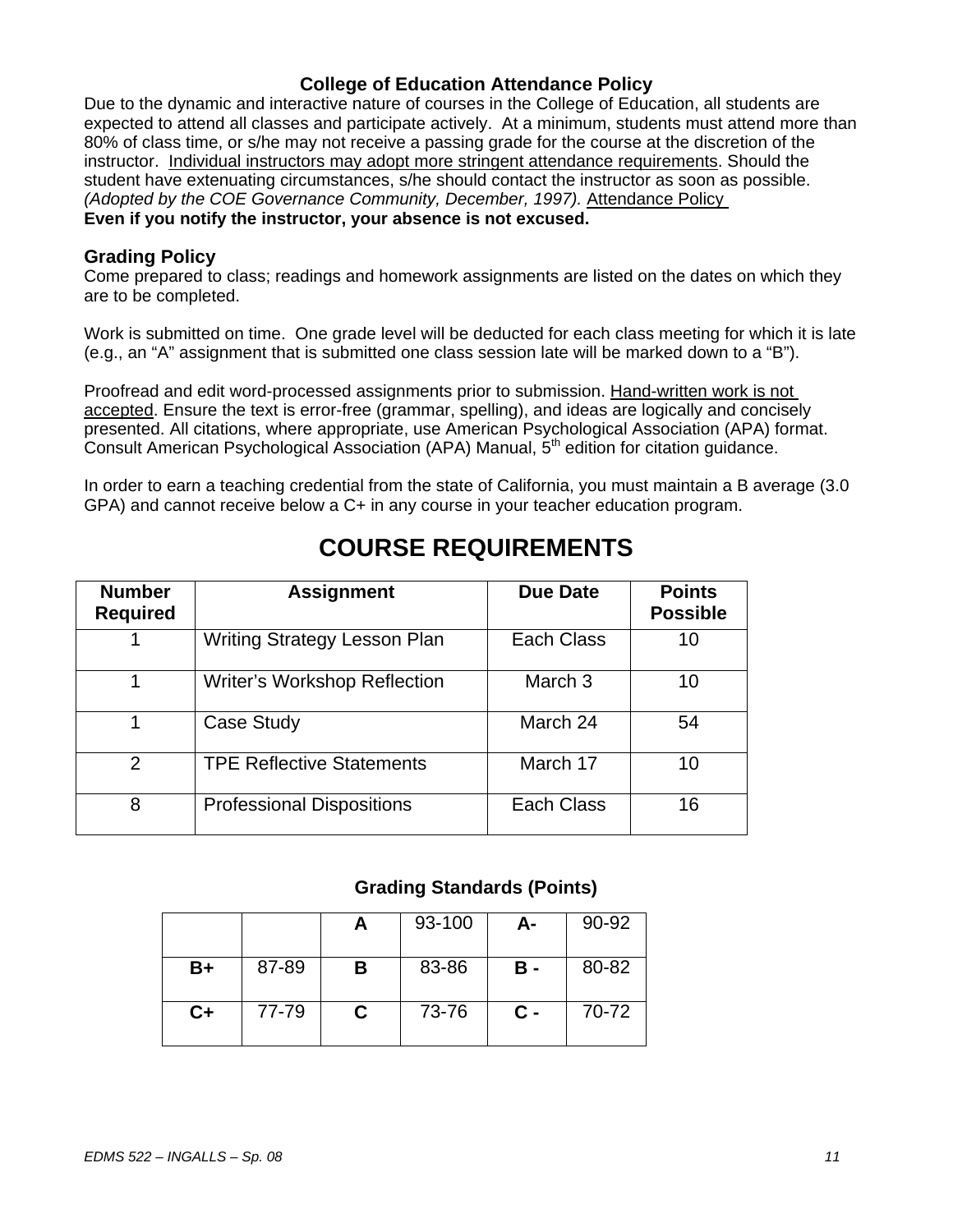### College of Education Attendance Policy

Due to the dynamic and interactive nature of courses in the College of Education, all students are expected to attend all classes and participate actively. At a minimum, students must attend more than 80% of class time, or s/he may not receive a passing grade for the course at the discretion of the instructor. Individual instructors may adopt more stringent attendance requirements. Should the student have extenuating circumstances, s/he should contact the instructor as soon as possible. *(Adopted by the COE Governance Community, December, 1997).* Attendance Policy
**Even if you notify the instructor, your absence is not excused.**

### Grading Policy

Come prepared to class; readings and homework assignments are listed on the dates on which they are to be completed.

Work is submitted on time. One grade level will be deducted for each class meeting for which it is late (e.g., an "A" assignment that is submitted one class session late will be marked down to a "B").

Proofread and edit word-processed assignments prior to submission. Hand-written work is not accepted. Ensure the text is error-free (grammar, spelling), and ideas are logically and concisely presented. All citations, where appropriate, use American Psychological Association (APA) format. Consult American Psychological Association (APA) Manual, 5th edition for citation guidance.

In order to earn a teaching credential from the state of California, you must maintain a B average (3.0 GPA) and cannot receive below a C+ in any course in your teacher education program.

# COURSE REQUIREMENTS

| Number Required | Assignment | Due Date | Points Possible |
|---|---|---|---|
| 1 | Writing Strategy Lesson Plan | Each Class | 10 |
| 1 | Writer's Workshop Reflection | March 3 | 10 |
| 1 | Case Study | March 24 | 54 |
| 2 | TPE Reflective Statements | March 17 | 10 |
| 8 | Professional Dispositions | Each Class | 16 |

**Grading Standards (Points)**

| | | | | | |
|---|---|---|---|---|---|
| | | **A** | 93-100 | **A-** | 90-92 |
| **B+** | 87-89 | **B** | 83-86 | **B -** | 80-82 |
| **C+** | 77-79 | **C** | 73-76 | **C -** | 70-72 |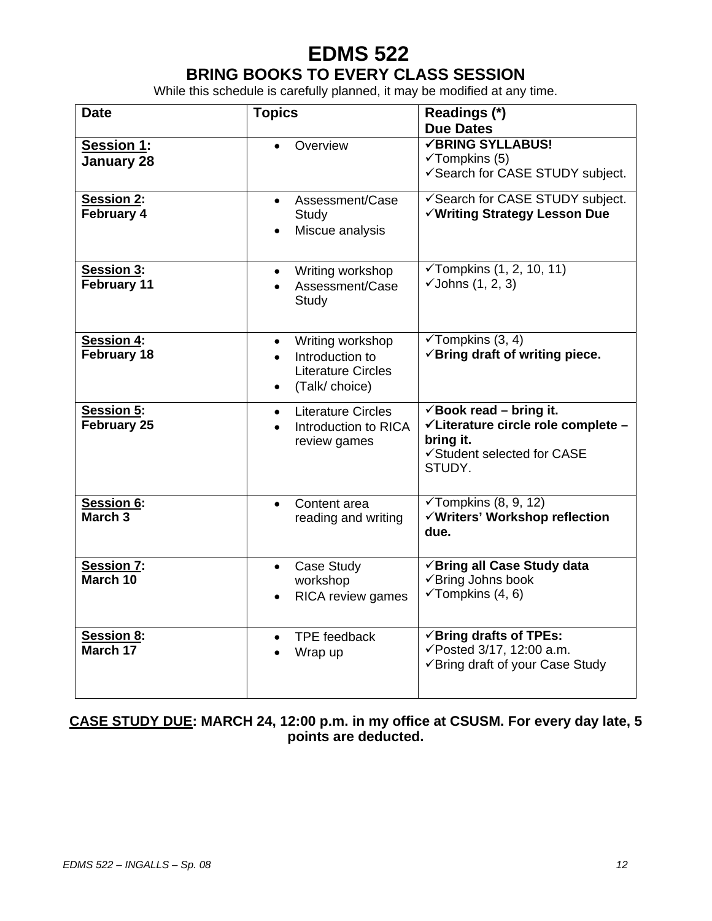# EDMS 522

## BRING BOOKS TO EVERY CLASS SESSION

While this schedule is carefully planned, it may be modified at any time.

| Date | Topics | Readings (*)<br>Due Dates |
|---|---|---|
| **Session 1: January 28** | • Overview | ✓**BRING SYLLABUS!**<br>✓Tompkins (5)<br>✓Search for CASE STUDY subject. |
| **Session 2: February 4** | • Assessment/Case Study<br>• Miscue analysis | ✓Search for CASE STUDY subject.<br>✓**Writing Strategy Lesson Due** |
| **Session 3: February 11** | • Writing workshop<br>• Assessment/Case Study | ✓Tompkins (1, 2, 10, 11)<br>✓Johns (1, 2, 3) |
| **Session 4: February 18** | • Writing workshop<br>• Introduction to Literature Circles<br>• (Talk/ choice) | ✓Tompkins (3, 4)<br>✓**Bring draft of writing piece.** |
| **Session 5: February 25** | • Literature Circles<br>• Introduction to RICA review games | ✓**Book read – bring it.**<br>✓**Literature circle role complete – bring it.**<br>✓Student selected for CASE STUDY. |
| **Session 6: March 3** | • Content area reading and writing | ✓Tompkins (8, 9, 12)<br>✓**Writers' Workshop reflection due.** |
| **Session 7: March 10** | • Case Study workshop<br>• RICA review games | ✓**Bring all Case Study data**<br>✓Bring Johns book<br>✓Tompkins (4, 6) |
| **Session 8: March 17** | • TPE feedback<br>• Wrap up | ✓**Bring drafts of TPEs:**<br>✓Posted 3/17, 12:00 a.m.<br>✓Bring draft of your Case Study |

**CASE STUDY DUE: MARCH 24, 12:00 p.m. in my office at CSUSM. For every day late, 5 points are deducted.**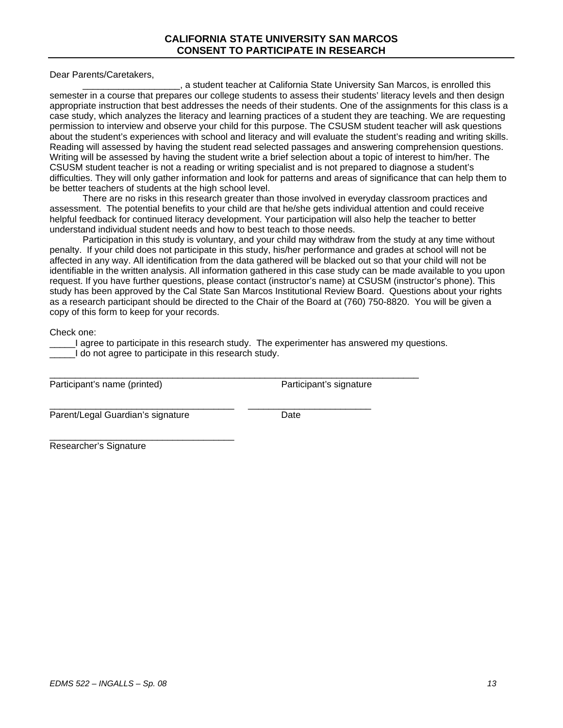**CALIFORNIA STATE UNIVERSITY SAN MARCOS**
**CONSENT TO PARTICIPATE IN RESEARCH**

Dear Parents/Caretakers,

___________________, a student teacher at California State University San Marcos, is enrolled this semester in a course that prepares our college students to assess their students' literacy levels and then design appropriate instruction that best addresses the needs of their students. One of the assignments for this class is a case study, which analyzes the literacy and learning practices of a student they are teaching. We are requesting permission to interview and observe your child for this purpose. The CSUSM student teacher will ask questions about the student's experiences with school and literacy and will evaluate the student's reading and writing skills. Reading will assessed by having the student read selected passages and answering comprehension questions. Writing will be assessed by having the student write a brief selection about a topic of interest to him/her. The CSUSM student teacher is not a reading or writing specialist and is not prepared to diagnose a student's difficulties. They will only gather information and look for patterns and areas of significance that can help them to be better teachers of students at the high school level.

There are no risks in this research greater than those involved in everyday classroom practices and assessment. The potential benefits to your child are that he/she gets individual attention and could receive helpful feedback for continued literacy development. Your participation will also help the teacher to better understand individual student needs and how to best teach to those needs.

Participation in this study is voluntary, and your child may withdraw from the study at any time without penalty. If your child does not participate in this study, his/her performance and grades at school will not be affected in any way. All identification from the data gathered will be blacked out so that your child will not be identifiable in the written analysis. All information gathered in this case study can be made available to you upon request. If you have further questions, please contact (instructor's name) at CSUSM (instructor's phone). This study has been approved by the Cal State San Marcos Institutional Review Board. Questions about your rights as a research participant should be directed to the Chair of the Board at (760) 750-8820. You will be given a copy of this form to keep for your records.

Check one:

_____I agree to participate in this research study. The experimenter has answered my questions.

_____I do not agree to participate in this research study.

_____________________________________________________________________________

Participant's name (printed)                                        Participant's signature

_____________________________________     ________________________

Parent/Legal Guardian's signature                                Date

_____________________________________

Researcher's Signature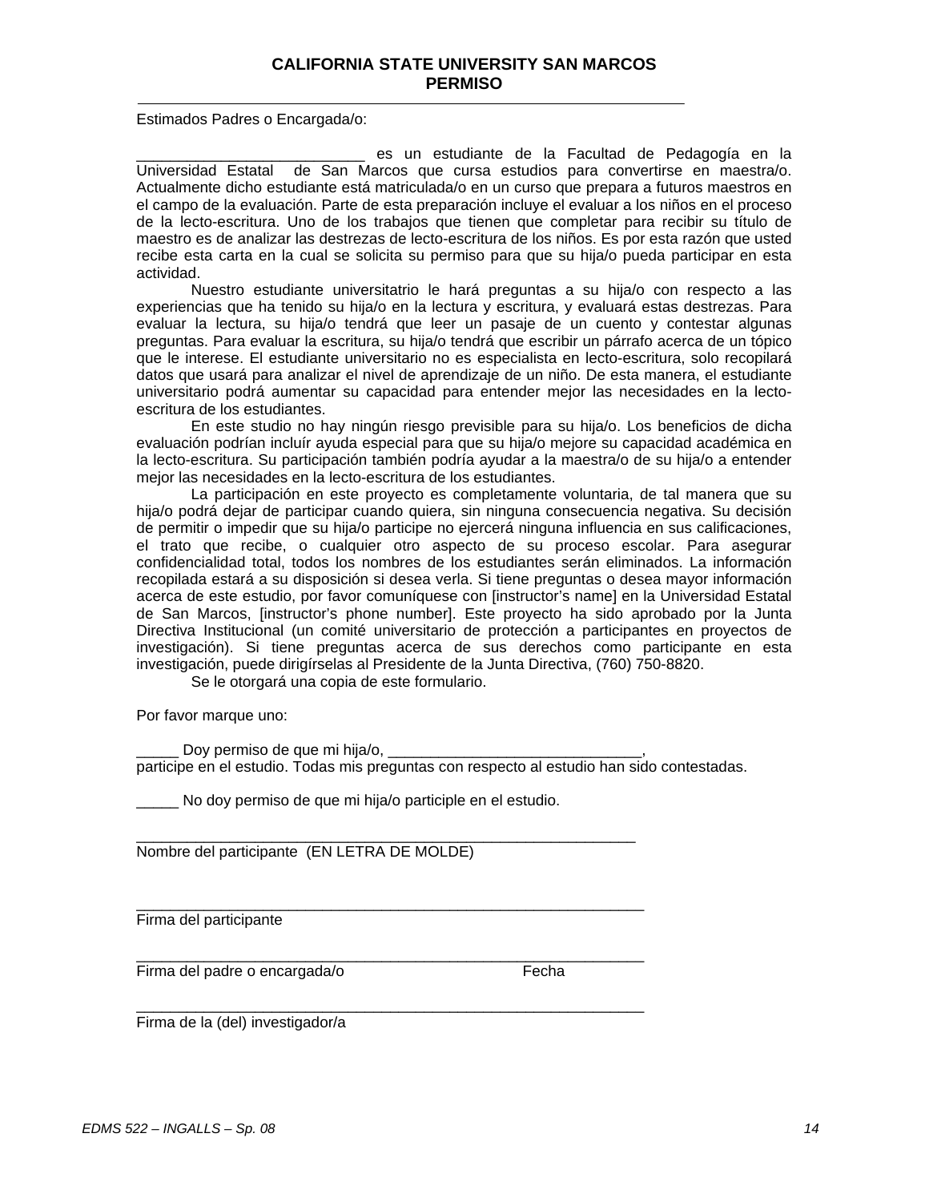# CALIFORNIA STATE UNIVERSITY SAN MARCOS
## PERMISO

---

Estimados Padres o Encargada/o:

___________________________ es un estudiante de la Facultad de Pedagogía en la Universidad Estatal de San Marcos que cursa estudios para convertirse en maestra/o. Actualmente dicho estudiante está matriculada/o en un curso que prepara a futuros maestros en el campo de la evaluación. Parte de esta preparación incluye el evaluar a los niños en el proceso de la lecto-escritura. Uno de los trabajos que tienen que completar para recibir su título de maestro es de analizar las destrezas de lecto-escritura de los niños. Es por esta razón que usted recibe esta carta en la cual se solicita su permiso para que su hija/o pueda participar en esta actividad.

Nuestro estudiante universitatrio le hará preguntas a su hija/o con respecto a las experiencias que ha tenido su hija/o en la lectura y escritura, y evaluará estas destrezas. Para evaluar la lectura, su hija/o tendrá que leer un pasaje de un cuento y contestar algunas preguntas. Para evaluar la escritura, su hija/o tendrá que escribir un párrafo acerca de un tópico que le interese. El estudiante universitario no es especialista en lecto-escritura, solo recopilará datos que usará para analizar el nivel de aprendizaje de un niño. De esta manera, el estudiante universitario podrá aumentar su capacidad para entender mejor las necesidades en la lecto-escritura de los estudiantes.

En este studio no hay ningún riesgo previsible para su hija/o. Los beneficios de dicha evaluación podrían incluír ayuda especial para que su hija/o mejore su capacidad académica en la lecto-escritura. Su participación también podría ayudar a la maestra/o de su hija/o a entender mejor las necesidades en la lecto-escritura de los estudiantes.

La participación en este proyecto es completamente voluntaria, de tal manera que su hija/o podrá dejar de participar cuando quiera, sin ninguna consecuencia negativa. Su decisión de permitir o impedir que su hija/o participe no ejercerá ninguna influencia en sus calificaciones, el trato que recibe, o cualquier otro aspecto de su proceso escolar. Para asegurar confidencialidad total, todos los nombres de los estudiantes serán eliminados. La información recopilada estará a su disposición si desea verla. Si tiene preguntas o desea mayor información acerca de este estudio, por favor comuníquese con [instructor's name] en la Universidad Estatal de San Marcos, [instructor's phone number]. Este proyecto ha sido aprobado por la Junta Directiva Institucional (un comité universitario de protección a participantes en proyectos de investigación). Si tiene preguntas acerca de sus derechos como participante en esta investigación, puede dirigírselas al Presidente de la Junta Directiva, (760) 750-8820.

Se le otorgará una copia de este formulario.

Por favor marque uno:

_____ Doy permiso de que mi hija/o, ______________________________, participe en el estudio. Todas mis preguntas con respecto al estudio han sido contestadas.

_____ No doy permiso de que mi hija/o participle en el estudio.

______________________________________________________________
Nombre del participante (EN LETRA DE MOLDE)

______________________________________________________________
Firma del participante

______________________________________________________________
Firma del padre o encargada/o                                    Fecha

______________________________________________________________
Firma de la (del) investigador/a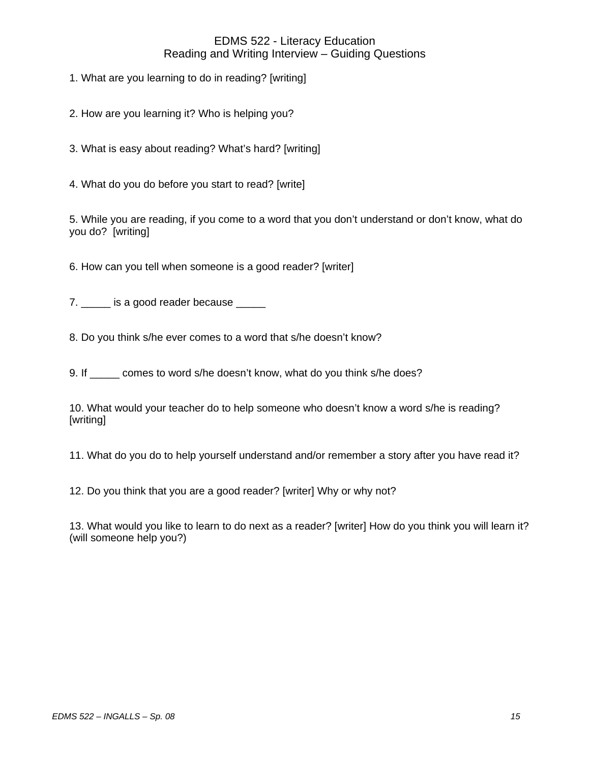# EDMS 522 - Literacy Education
## Reading and Writing Interview – Guiding Questions

1. What are you learning to do in reading? [writing]

2. How are you learning it? Who is helping you?

3. What is easy about reading? What's hard? [writing]

4. What do you do before you start to read? [write]

5. While you are reading, if you come to a word that you don't understand or don't know, what do you do? [writing]

6. How can you tell when someone is a good reader? [writer]

7. _____ is a good reader because _____

8. Do you think s/he ever comes to a word that s/he doesn't know?

9. If _____ comes to word s/he doesn't know, what do you think s/he does?

10. What would your teacher do to help someone who doesn't know a word s/he is reading? [writing]

11. What do you do to help yourself understand and/or remember a story after you have read it?

12. Do you think that you are a good reader? [writer] Why or why not?

13. What would you like to learn to do next as a reader? [writer] How do you think you will learn it? (will someone help you?)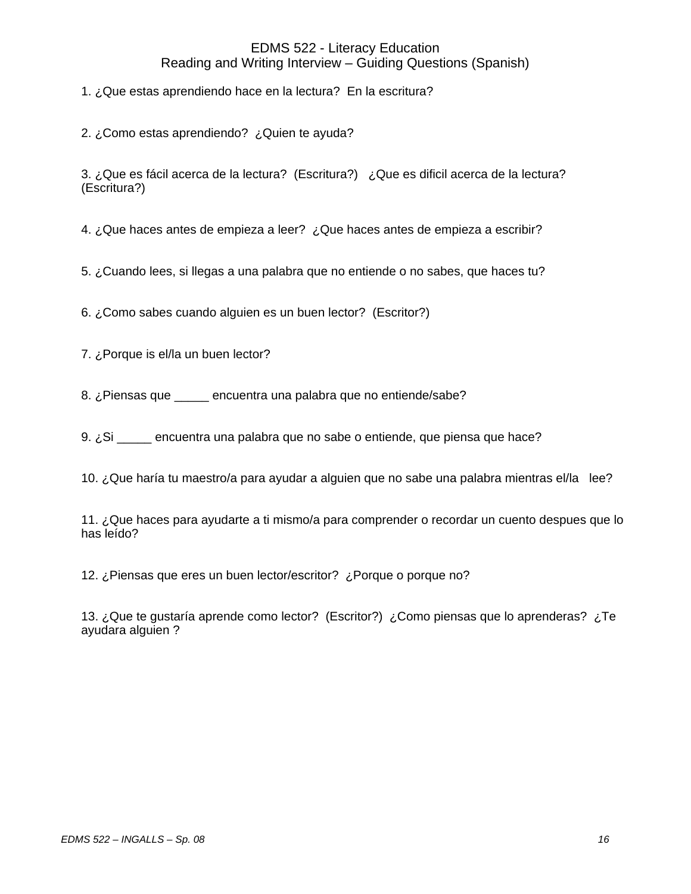# EDMS 522 - Literacy Education
## Reading and Writing Interview – Guiding Questions (Spanish)

1. ¿Que estas aprendiendo hace en la lectura?  En la escritura?

2. ¿Como estas aprendiendo?  ¿Quien te ayuda?

3. ¿Que es fácil acerca de la lectura?  (Escritura?)   ¿Que es dificil acerca de la lectura? (Escritura?)

4. ¿Que haces antes de empieza a leer?  ¿Que haces antes de empieza a escribir?

5. ¿Cuando lees, si llegas a una palabra que no entiende o no sabes, que haces tu?

6. ¿Como sabes cuando alguien es un buen lector?  (Escritor?)

7. ¿Porque is el/la un buen lector?

8. ¿Piensas que _____ encuentra una palabra que no entiende/sabe?

9. ¿Si _____ encuentra una palabra que no sabe o entiende, que piensa que hace?

10. ¿Que haría tu maestro/a para ayudar a alguien que no sabe una palabra mientras el/la lee?

11. ¿Que haces para ayudarte a ti mismo/a para comprender o recordar un cuento despues que lo has leído?

12. ¿Piensas que eres un buen lector/escritor?  ¿Porque o porque no?

13. ¿Que te gustaría aprende como lector?  (Escritor?)  ¿Como piensas que lo aprenderas?  ¿Te ayudara alguien ?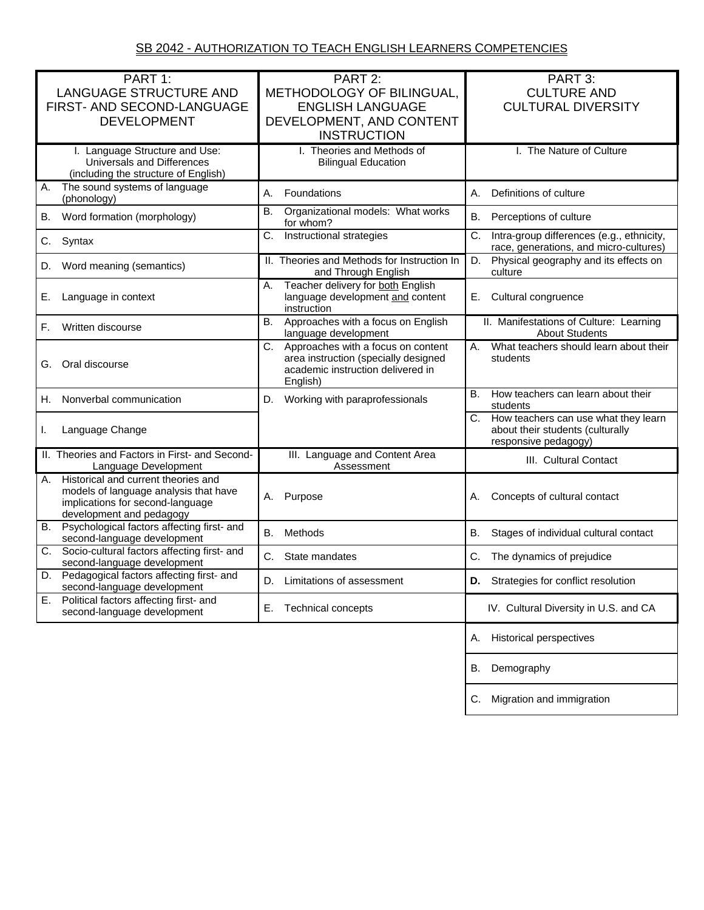SB 2042 - AUTHORIZATION TO TEACH ENGLISH LEARNERS COMPETENCIES

| PART 1: LANGUAGE STRUCTURE AND FIRST- AND SECOND-LANGUAGE DEVELOPMENT | PART 2: METHODOLOGY OF BILINGUAL, ENGLISH LANGUAGE DEVELOPMENT, AND CONTENT INSTRUCTION | PART 3: CULTURE AND CULTURAL DIVERSITY |
|---|---|---|
| I. Language Structure and Use: Universals and Differences (including the structure of English) | I. Theories and Methods of Bilingual Education | I. The Nature of Culture |
| A. The sound systems of language (phonology) | A. Foundations | A. Definitions of culture |
| B. Word formation (morphology) | B. Organizational models: What works for whom? | B. Perceptions of culture |
| C. Syntax | C. Instructional strategies | C. Intra-group differences (e.g., ethnicity, race, generations, and micro-cultures) |
| D. Word meaning (semantics) | II. Theories and Methods for Instruction In and Through English | D. Physical geography and its effects on culture |
| E. Language in context | A. Teacher delivery for both English language development and content instruction | E. Cultural congruence |
| F. Written discourse | B. Approaches with a focus on English language development | II. Manifestations of Culture: Learning About Students |
| G. Oral discourse | C. Approaches with a focus on content area instruction (specially designed academic instruction delivered in English) | A. What teachers should learn about their students |
| H. Nonverbal communication | D. Working with paraprofessionals | B. How teachers can learn about their students |
| I. Language Change | | C. How teachers can use what they learn about their students (culturally responsive pedagogy) |
| II. Theories and Factors in First- and Second-Language Development | III. Language and Content Area Assessment | III. Cultural Contact |
| A. Historical and current theories and models of language analysis that have implications for second-language development and pedagogy | A. Purpose | A. Concepts of cultural contact |
| B. Psychological factors affecting first- and second-language development | B. Methods | B. Stages of individual cultural contact |
| C. Socio-cultural factors affecting first- and second-language development | C. State mandates | C. The dynamics of prejudice |
| D. Pedagogical factors affecting first- and second-language development | D. Limitations of assessment | **D.** Strategies for conflict resolution |
| E. Political factors affecting first- and second-language development | E. Technical concepts | IV. Cultural Diversity in U.S. and CA |
| | | A. Historical perspectives |
| | | B. Demography |
| | | C. Migration and immigration |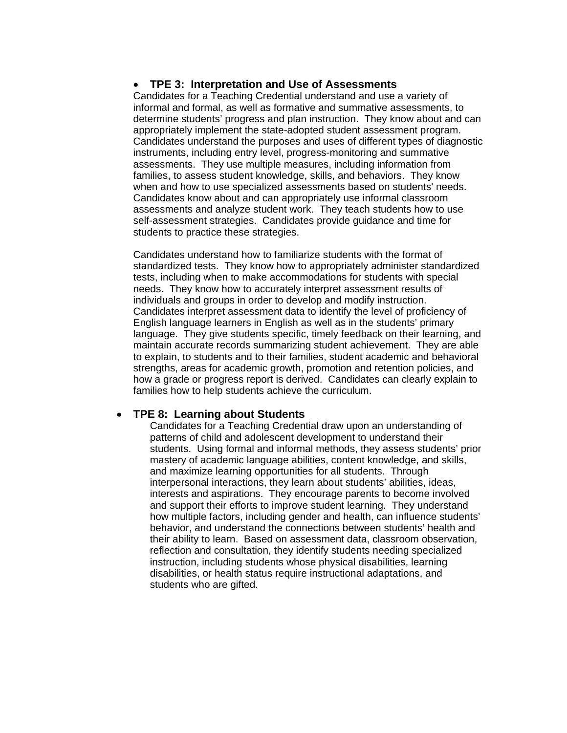- **TPE 3: Interpretation and Use of Assessments**

Candidates for a Teaching Credential understand and use a variety of informal and formal, as well as formative and summative assessments, to determine students' progress and plan instruction. They know about and can appropriately implement the state-adopted student assessment program. Candidates understand the purposes and uses of different types of diagnostic instruments, including entry level, progress-monitoring and summative assessments. They use multiple measures, including information from families, to assess student knowledge, skills, and behaviors. They know when and how to use specialized assessments based on students' needs. Candidates know about and can appropriately use informal classroom assessments and analyze student work. They teach students how to use self-assessment strategies. Candidates provide guidance and time for students to practice these strategies.

Candidates understand how to familiarize students with the format of standardized tests. They know how to appropriately administer standardized tests, including when to make accommodations for students with special needs. They know how to accurately interpret assessment results of individuals and groups in order to develop and modify instruction. Candidates interpret assessment data to identify the level of proficiency of English language learners in English as well as in the students' primary language. They give students specific, timely feedback on their learning, and maintain accurate records summarizing student achievement. They are able to explain, to students and to their families, student academic and behavioral strengths, areas for academic growth, promotion and retention policies, and how a grade or progress report is derived. Candidates can clearly explain to families how to help students achieve the curriculum.

- **TPE 8: Learning about Students**

  Candidates for a Teaching Credential draw upon an understanding of patterns of child and adolescent development to understand their students. Using formal and informal methods, they assess students' prior mastery of academic language abilities, content knowledge, and skills, and maximize learning opportunities for all students. Through interpersonal interactions, they learn about students' abilities, ideas, interests and aspirations. They encourage parents to become involved and support their efforts to improve student learning. They understand how multiple factors, including gender and health, can influence students' behavior, and understand the connections between students' health and their ability to learn. Based on assessment data, classroom observation, reflection and consultation, they identify students needing specialized instruction, including students whose physical disabilities, learning disabilities, or health status require instructional adaptations, and students who are gifted.